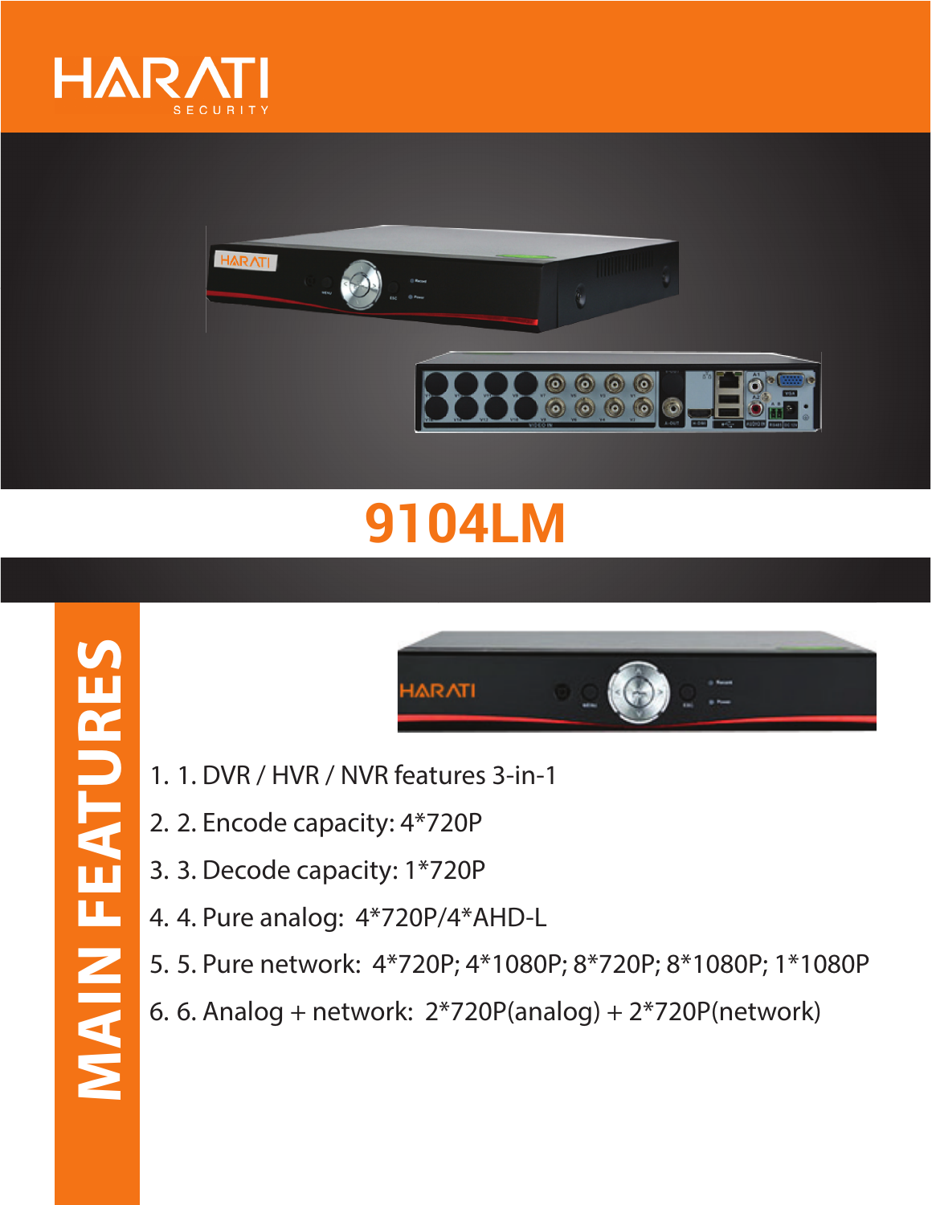HARATI SECURITY

# 9104LM

## MAIN FEATURES

1. 1. DVR / HVR / NVR features 3-in-1
2. 2. Encode capacity: 4*720P
3. 3. Decode capacity: 1*720P
4. 4. Pure analog:  4*720P/4*AHD-L
5. 5. Pure network:  4*720P; 4*1080P; 8*720P; 8*1080P; 1*1080P
6. 6. Analog + network:  2*720P(analog) + 2*720P(network)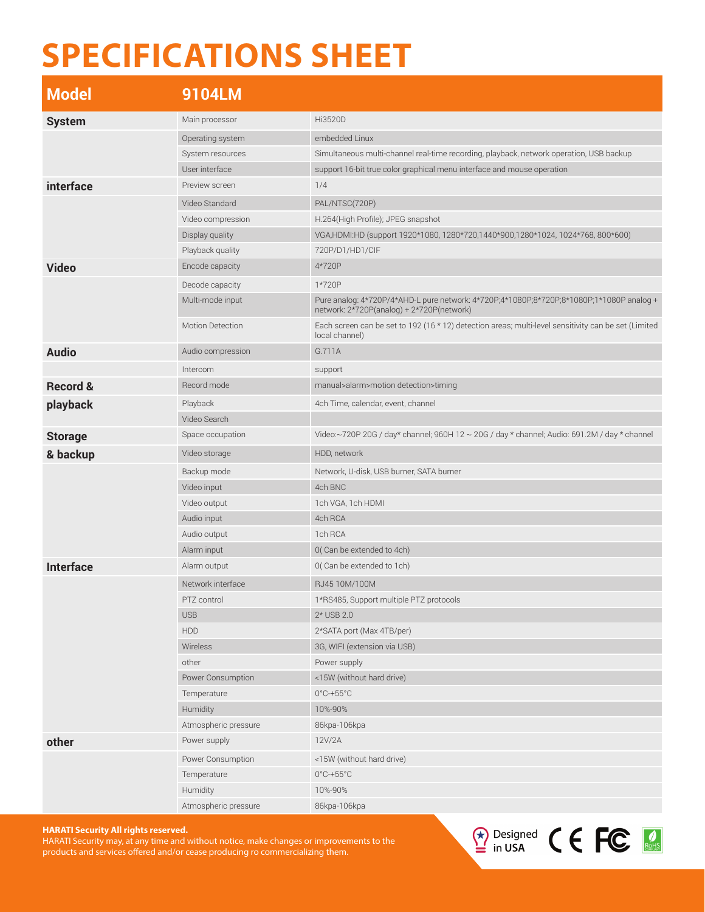# SPECIFICATIONS SHEET

| Model | 9104LM | |
|---|---|---|
| System | Main processor | Hi3520D |
| | Operating system | embedded Linux |
| | System resources | Simultaneous multi-channel real-time recording, playback, network operation, USB backup |
| | User interface | support 16-bit true color graphical menu interface and mouse operation |
| interface | Preview screen | 1/4 |
| | Video Standard | PAL/NTSC(720P) |
| | Video compression | H.264(High Profile); JPEG snapshot |
| | Display quality | VGA,HDMI:HD (support 1920*1080, 1280*720,1440*900,1280*1024, 1024*768, 800*600) |
| | Playback quality | 720P/D1/HD1/CIF |
| Video | Encode capacity | 4*720P |
| | Decode capacity | 1*720P |
| | Multi-mode input | Pure analog: 4*720P/4*AHD-L pure network: 4*720P;4*1080P;8*720P;8*1080P;1*1080P analog + network: 2*720P(analog) + 2*720P(network) |
| | Motion Detection | Each screen can be set to 192 (16 * 12) detection areas; multi-level sensitivity can be set (Limited local channel) |
| Audio | Audio compression | G.711A |
| | Intercom | support |
| Record & playback | Record mode | manual>alarm>motion detection>timing |
| | Playback | 4ch Time, calendar, event, channel |
| | Video Search | |
| Storage & backup | Space occupation | Video:~720P 20G / day* channel; 960H 12 ~ 20G / day * channel; Audio: 691.2M / day * channel |
| | Video storage | HDD, network |
| | Backup mode | Network, U-disk, USB burner, SATA burner |
| | Video input | 4ch BNC |
| | Video output | 1ch VGA, 1ch HDMI |
| | Audio input | 4ch RCA |
| | Audio output | 1ch RCA |
| | Alarm input | 0( Can be extended to 4ch) |
| Interface | Alarm output | 0( Can be extended to 1ch) |
| | Network interface | RJ45 10M/100M |
| | PTZ control | 1*RS485, Support multiple PTZ protocols |
| | USB | 2* USB 2.0 |
| | HDD | 2*SATA port (Max 4TB/per) |
| | Wireless | 3G, WIFI (extension via USB) |
| | other | Power supply |
| | Power Consumption | <15W (without hard drive) |
| | Temperature | 0°C-+55°C |
| | Humidity | 10%-90% |
| | Atmospheric pressure | 86kpa-106kpa |
| other | Power supply | 12V/2A |
| | Power Consumption | <15W (without hard drive) |
| | Temperature | 0°C-+55°C |
| | Humidity | 10%-90% |
| | Atmospheric pressure | 86kpa-106kpa |

**HARATI Security All rights reserved.**
HARATI Security may, at any time and without notice, make changes or improvements to the products and services offered and/or cease producing ro commercializing them.

Designed in USA